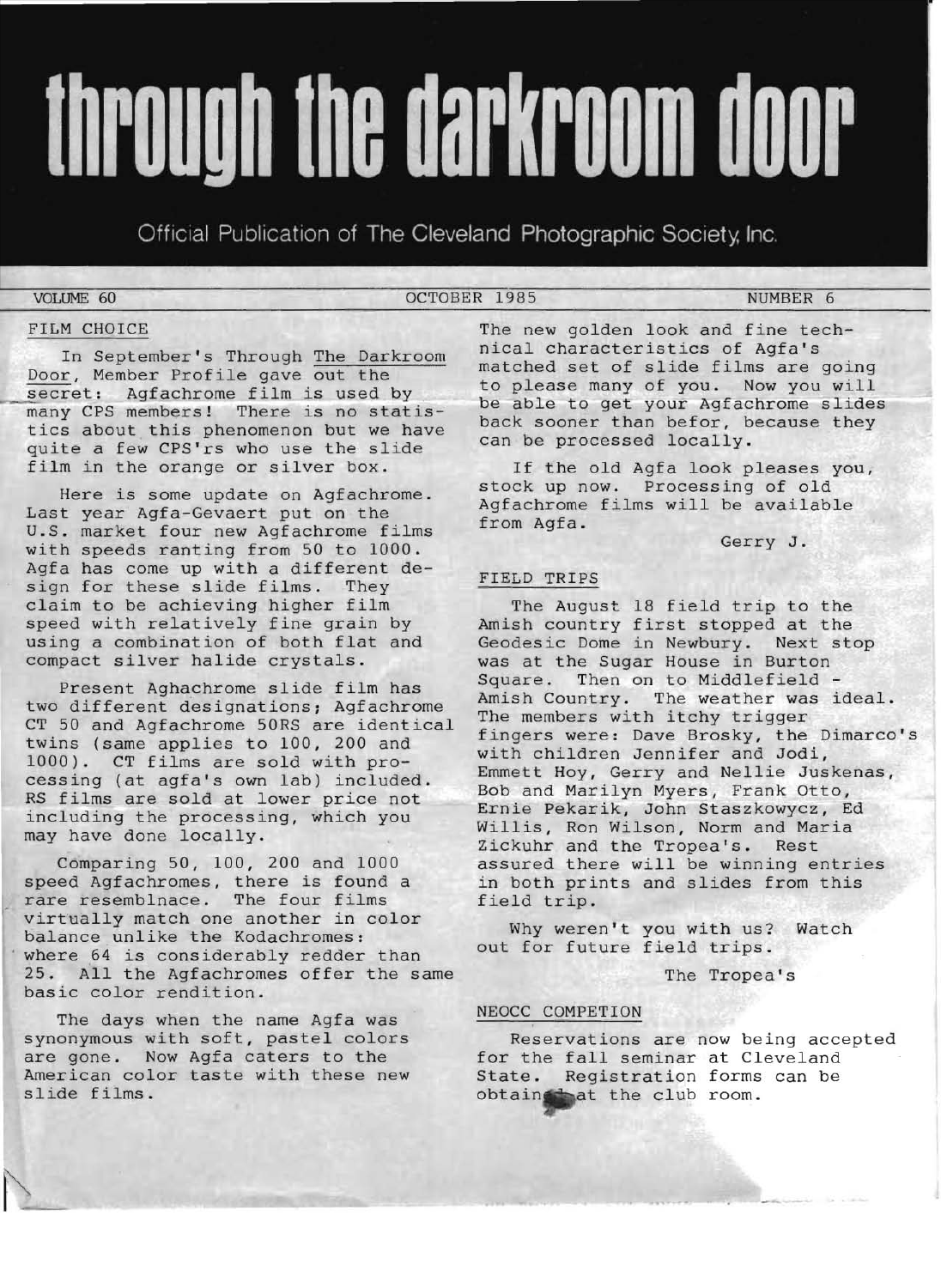# through the darkroom door

Official Publication of The Cleveland Photographic Society, Inc.

VOLUME 60 — OCTOBER 1985 — NUMBER 6

## FILM CHOICE

In September's Through The Darkroom Door, Member Profile gave out the secret: Agfachrome film is used by many CPS members! There is no statistics about this phenomenon but we have quite a few CPS'rs who use the slide film in the orange or silver box.

Here is some update on Agfachrome. Last year Agfa-Gevaert put on the U.S. market four new Agfachrome films with speeds ranting from 50 to 1000. Agfa has come up with a different design for these slide films. They claim to be achieving higher film speed with relatively fine grain by using a combination of both flat and compact silver halide crystals.

Present Aghachrome slide film has two different designations; Agfachrome CT 50 and Agfachrome 50RS are identical twins (same applies to 100, 200 and 1000). CT films are sold with processing (at agfa's own lab) included. RS films are sold at lower price not including the processing, which you may have done locally.

Comparing 50, 100, 200 and 1000 speed Agfachromes, there is found a rare resemblnace. The four films virtually match one another in color balance unlike the Kodachromes: where 64 is considerably redder than 25. All the Agfachromes offer the same basic color rendition.

The days when the name Agfa was synonymous with soft, pastel colors are gone. Now Agfa caters to the American color taste with these new slide films.

The new golden look and fine technical characteristics of Agfa's matched set of slide films are going to please many of you. Now you will be able to get your Agfachrome slides back sooner than befor, because they can be processed locally.

If the old Agfa look pleases you, stock up now. Processing of old Agfachrome films will be available from Agfa.

Gerry J.

## FIELD TRIPS

The August 18 field trip to the Amish country first stopped at the Geodesic Dome in Newbury. Next stop was at the Sugar House in Burton Square. Then on to Middlefield - Amish Country. The weather was ideal. The members with itchy trigger fingers were: Dave Brosky, the Dimarco's with children Jennifer and Jodi, Emmett Hoy, Gerry and Nellie Juskenas, Bob and Marilyn Myers, Frank Otto, Ernie Pekarik, John Staszkowycz, Ed Willis, Ron Wilson, Norm and Maria Zickuhr and the Tropea's. Rest assured there will be winning entries in both prints and slides from this field trip.

Why weren't you with us? Watch out for future field trips.

The Tropea's

## NEOCC COMPETION

Reservations are now being accepted for the fall seminar at Cleveland State. Registration forms can be obtained at the club room.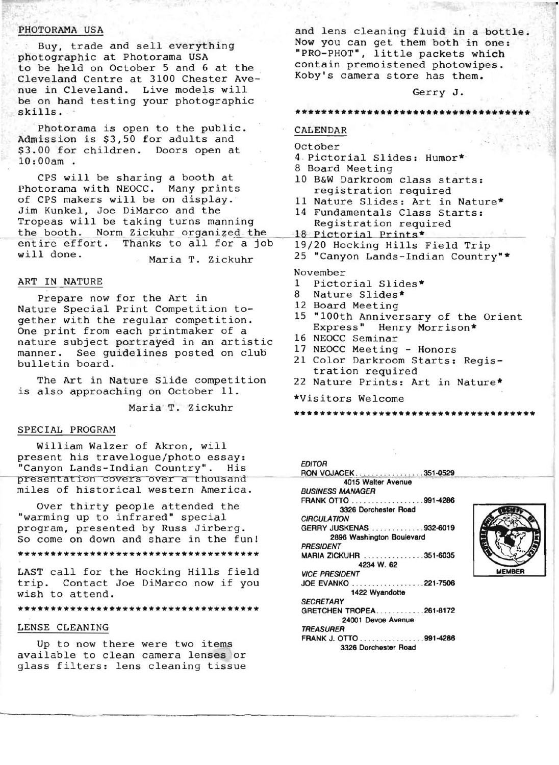## PHOTORAMA USA

Buy, trade and sell everything photographic at Photorama USA to be held on October 5 and 6 at the Cleveland Centre at 3100 Chester Avenue in Cleveland. Live models will be on hand testing your photographic skills.

Photorama is open to the public. Admission is $3,50 for adults and $3.00 for children. Doors open at 10:00am .

CPS will be sharing a booth at Photorama with NEOCC. Many prints of CPS makers will be on display. Jim Kunkel, Joe DiMarco and the Tropeas will be taking turns manning the booth. Norm Zickuhr organized the entire effort. Thanks to all for a job will done.

Maria T. Zickuhr

## ART IN NATURE

Prepare now for the Art in Nature Special Print Competition together with the regular competition. One print from each printmaker of a nature subject portrayed in an artistic manner. See guidelines posted on club bulletin board.

The Art in Nature Slide competition is also approaching on October 11.

Maria T. Zickuhr

## SPECIAL PROGRAM

William Walzer of Akron, will present his travelogue/photo essay: "Canyon Lands-Indian Country". His presentation covers over a thousand miles of historical western America.

Over thirty people attended the "warming up to infrared" special program, presented by Russ Jirberg. So come on down and share in the fun!

*************************************

LAST call for the Hocking Hills field trip. Contact Joe DiMarco now if you wish to attend.

*************************************

## LENSE CLEANING

Up to now there were two items available to clean camera lenses or glass filters: lens cleaning tissue and lens cleaning fluid in a bottle. Now you can get them both in one: "PRO-PHOT", little packets which contain premoistened photowipes. Koby's camera store has them.

Gerry J.

*************************************

## CALENDAR

October
- 4 Pictorial Slides: Humor*
- 8 Board Meeting
- 10 B&W Darkroom class starts: registration required
- 11 Nature Slides: Art in Nature*
- 14 Fundamentals Class Starts: Registration required
- 18 Pictorial Prints*
- 19/20 Hocking Hills Field Trip
- 25 "Canyon Lands-Indian Country"*

November
- 1 Pictorial Slides*
- 8 Nature Slides*
- 12 Board Meeting
- 15 "100th Anniversary of the Orient Express" Henry Morrison*
- 16 NEOCC Seminar
- 17 NEOCC Meeting - Honors
- 21 Color Darkroom Starts: Registration required
- 22 Nature Prints: Art in Nature*

*Visitors Welcome

*************************************

*EDITOR*
RON VOJACEK .................. 351-0529
4015 Walter Avenue

*BUSINESS MANAGER*
FRANK OTTO .................. 991-4286
3326 Dorchester Road

*CIRCULATION*
GERRY JUSKENAS ............. 932-6019
2896 Washington Boulevard

*PRESIDENT*
MARIA ZICKUHR ............... 351-6035
4234 W. 62

*VICE PRESIDENT*
JOE EVANKO .................. 221-7506
1422 Wyandotte

*SECRETARY*
GRETCHEN TROPEA ............ 261-8172
24001 Devoe Avenue

*TREASURER*
FRANK J. OTTO ................ 991-4286
3326 Dorchester Road

MEMBER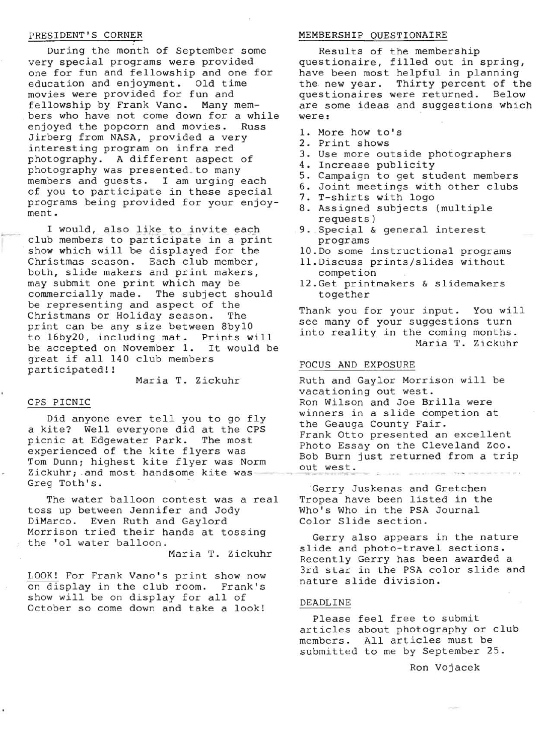## PRESIDENT'S CORNER

During the month of September some very special programs were provided one for fun and fellowship and one for education and enjoyment. Old time movies were provided for fun and fellowship by Frank Vano. Many members who have not come down for a while enjoyed the popcorn and movies. Russ Jirberg from NASA, provided a very interesting program on infra red photography. A different aspect of photography was presented to many members and guests. I am urging each of you to participate in these special programs being provided for your enjoyment.

I would, also like to invite each club members to participate in a print show which will be displayed for the Christmas season. Each club member, both, slide makers and print makers, may submit one print which may be commercially made. The subject should be representing and aspect of the Christmans or Holiday season. The print can be any size between 8by10 to 16by20, including mat. Prints will be accepted on November 1. It would be great if all 140 club members participated!!

Maria T. Zickuhr

## CPS PICNIC

Did anyone ever tell you to go fly a kite? Well everyone did at the CPS picnic at Edgewater Park. The most experienced of the kite flyers was Tom Dunn; highest kite flyer was Norm Zickuhr; and most handsome kite was Greg Toth's.

The water balloon contest was a real toss up between Jennifer and Jody DiMarco. Even Ruth and Gaylord Morrison tried their hands at tossing the 'ol water balloon.

Maria T. Zickuhr

LOOK! For Frank Vano's print show now on display in the club room. Frank's show will be on display for all of October so come down and take a look!

## MEMBERSHIP QUESTIONAIRE

Results of the membership questionaire, filled out in spring, have been most helpful in planning the new year. Thirty percent of the questionaires were returned. Below are some ideas and suggestions which were:

1. More how to's
2. Print shows
3. Use more outside photographers
4. Increase publicity
5. Campaign to get student members
6. Joint meetings with other clubs
7. T-shirts with logo
8. Assigned subjects (multiple requests)
9. Special & general interest programs
10. Do some instructional programs
11. Discuss prints/slides without competion
12. Get printmakers & slidemakers together

Thank you for your input. You will see many of your suggestions turn into reality in the coming months.

Maria T. Zickuhr

## FOCUS AND EXPOSURE

Ruth and Gaylor Morrison will be vacationing out west.
Ron Wilson and Joe Brilla were winners in a slide competion at the Geauga County Fair.
Frank Otto presented an excellent Photo Essay on the Cleveland Zoo.
Bob Burn just returned from a trip out west.

Gerry Juskenas and Gretchen Tropea have been listed in the Who's Who in the PSA Journal Color Slide section.

Gerry also appears in the nature slide and photo-travel sections. Recently Gerry has been awarded a 3rd star in the PSA color slide and nature slide division.

## DEADLINE

Please feel free to submit articles about photography or club members. All articles must be submitted to me by September 25.

Ron Vojacek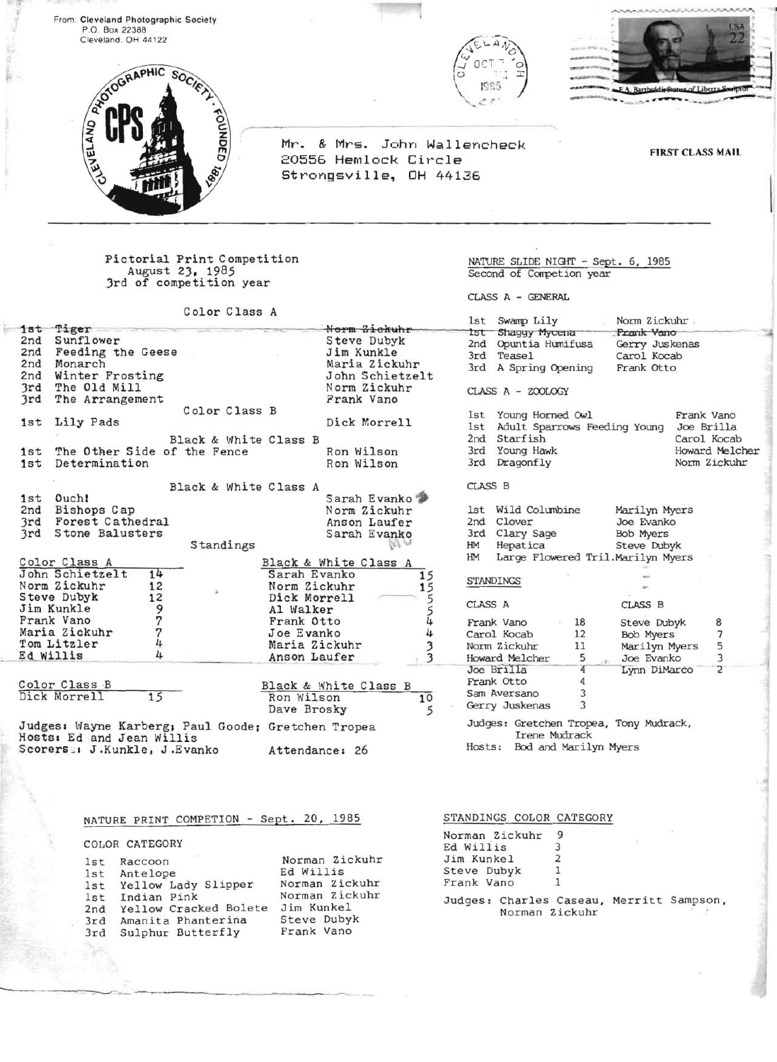From: Cleveland Photographic Society
P.O. Box 22388
Cleveland, OH 44122

CLEVELAND PHOTOGRAPHIC SOCIETY · FOUNDED 1887
CPS

Mr. & Mrs. John Wallencheck
20556 Hemlock Circle
Strongsville, OH 44136

FIRST CLASS MAIL

## Pictorial Print Competition
August 23, 1985
3rd of competition year

### Color Class A

| | | |
|---|---|---|
| ~~1st~~ | ~~Tiger~~ | ~~Norm Zickuhr~~ |
| 2nd | Sunflower | Steve Dubyk |
| 2nd | Feeding the Geese | Jim Kunkle |
| 2nd | Monarch | Maria Zickuhr |
| 2nd | Winter Frosting | John Schietzelt |
| 3rd | The Old Mill | Norm Zickuhr |
| 3rd | The Arrangement | Frank Vano |

### Color Class B

| | | |
|---|---|---|
| 1st | Lily Pads | Dick Morrell |

### Black & White Class B

| | | |
|---|---|---|
| 1st | The Other Side of the Fence | Ron Wilson |
| 1st | Determination | Ron Wilson |

### Black & White Class A

| | | |
|---|---|---|
| 1st | Ouch! | Sarah Evanko |
| 2nd | Bishops Cap | Norm Zickuhr |
| 3rd | Forest Cathedral | Anson Laufer |
| 3rd | Stone Balusters | Sarah Evanko |

### Standings

| Color Class A | |
|---|---|
| John Schietzelt | 14 |
| Norm Zickuhr | 12 |
| Steve Dubyk | 12 |
| Jim Kunkle | 9 |
| Frank Vano | 7 |
| Maria Zickuhr | 7 |
| Tom Litzler | 4 |
| Ed Willis | 4 |

| Black & White Class A | |
|---|---|
| Sarah Evanko | 15 |
| Norm Zickuhr | 15 |
| Dick Morrell | 5 |
| Al Walker | 5 |
| Frank Otto | 4 |
| Joe Evanko | 4 |
| Maria Zickuhr | 3 |
| Anson Laufer | 3 |

| Color Class B | |
|---|---|
| Dick Morrell | 15 |

| Black & White Class B | |
|---|---|
| Ron Wilson | 10 |
| Dave Brosky | 5 |

Judges: Wayne Karberg; Paul Goode; Gretchen Tropea
Hosts: Ed and Jean Willis
Scorers: J.Kunkle, J.Evanko
Attendance: 26

## NATURE SLIDE NIGHT - Sept. 6, 1985
Second of Competion year

### CLASS A - GENERAL

| | | |
|---|---|---|
| 1st | Swamp Lily | Norm Zickuhr |
| ~~1st~~ | ~~Shaggy Mycena~~ | ~~Frank Vano~~ |
| 2nd | Opuntia Humifusa | Gerry Juskenas |
| 3rd | Teasel | Carol Kocab |
| 3rd | A Spring Opening | Frank Otto |

### CLASS A - ZOOLOGY

| | | |
|---|---|---|
| 1st | Young Horned Owl | Frank Vano |
| 1st | Adult Sparrows Feeding Young | Joe Brilla |
| 2nd | Starfish | Carol Kocab |
| 3rd | Young Hawk | Howard Melcher |
| 3rd | Dragonfly | Norm Zickuhr |

### CLASS B

| | | |
|---|---|---|
| 1st | Wild Columbine | Marilyn Myers |
| 2nd | Clover | Joe Evanko |
| 3rd | Clary Sage | Bob Myers |
| HM | Hepatica | Steve Dubyk |
| HM | Large Flowered Tril. | Marilyn Myers |

### STANDINGS

| CLASS A | |
|---|---|
| Frank Vano | 18 |
| Carol Kocab | 12 |
| Norm Zickuhr | 11 |
| Howard Melcher | 5 |
| Joe Brilla | 4 |
| Frank Otto | 4 |
| Sam Aversano | 3 |
| Gerry Juskenas | 3 |

| CLASS B | |
|---|---|
| Steve Dubyk | 8 |
| Bob Myers | 7 |
| Marilyn Myers | 5 |
| Joe Evanko | 3 |
| Lynn DiMarco | 2 |

Judges: Gretchen Tropea, Tony Mudrack, Irene Mudrack
Hosts: Bod and Marilyn Myers

## NATURE PRINT COMPETION - Sept. 20, 1985

### COLOR CATEGORY

| | | |
|---|---|---|
| 1st | Raccoon | Norman Zickuhr |
| 1st | Antelope | Ed Willis |
| 1st | Yellow Lady Slipper | Norman Zickuhr |
| 1st | Indian Pink | Norman Zickuhr |
| 2nd | Yellow Cracked Bolete | Jim Kunkel |
| 3rd | Amanita Phanterina | Steve Dubyk |
| 3rd | Sulphur Butterfly | Frank Vano |

### STANDINGS COLOR CATEGORY

| | |
|---|---|
| Norman Zickuhr | 9 |
| Ed Willis | 3 |
| Jim Kunkel | 2 |
| Steve Dubyk | 1 |
| Frank Vano | 1 |

Judges: Charles Caseau, Merritt Sampson, Norman Zickuhr